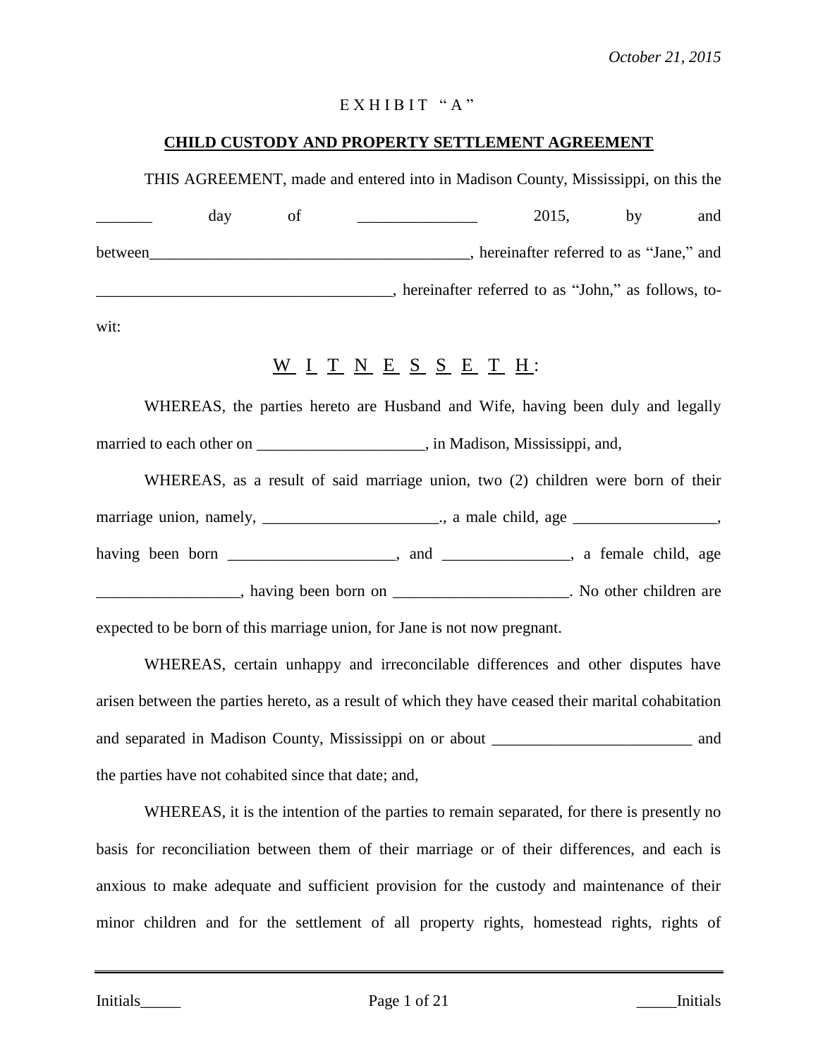*October 21, 2015*

E X H I B I T " A "

**CHILD CUSTODY AND PROPERTY SETTLEMENT AGREEMENT**

THIS AGREEMENT, made and entered into in Madison County, Mississippi, on this the _______ day of _______________ 2015, by and between_________________________________________, hereinafter referred to as "Jane," and _____________________________________, hereinafter referred to as "John," as follows, to-wit:

W I T N E S S E T H:

WHEREAS, the parties hereto are Husband and Wife, having been duly and legally married to each other on _____________________, in Madison, Mississippi, and,

WHEREAS, as a result of said marriage union, two (2) children were born of their marriage union, namely, ______________________., a male child, age __________________, having been born _____________________, and ________________, a female child, age __________________, having been born on ______________________. No other children are expected to be born of this marriage union, for Jane is not now pregnant.

WHEREAS, certain unhappy and irreconcilable differences and other disputes have arisen between the parties hereto, as a result of which they have ceased their marital cohabitation and separated in Madison County, Mississippi on or about _________________________ and the parties have not cohabited since that date; and,

WHEREAS, it is the intention of the parties to remain separated, for there is presently no basis for reconciliation between them of their marriage or of their differences, and each is anxious to make adequate and sufficient provision for the custody and maintenance of their minor children and for the settlement of all property rights, homestead rights, rights of

Initials_____ _____Initials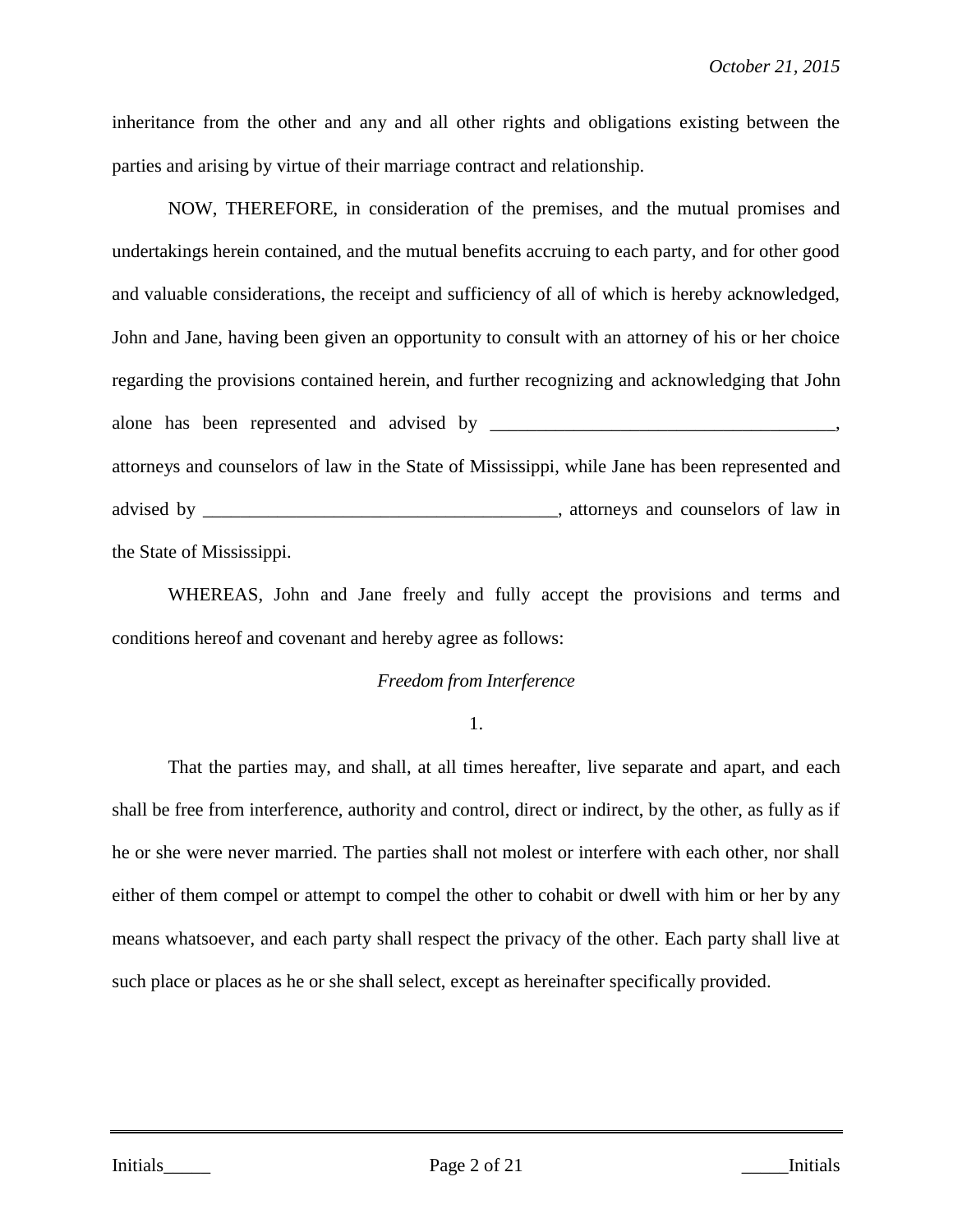inheritance from the other and any and all other rights and obligations existing between the parties and arising by virtue of their marriage contract and relationship.

NOW, THEREFORE, in consideration of the premises, and the mutual promises and undertakings herein contained, and the mutual benefits accruing to each party, and for other good and valuable considerations, the receipt and sufficiency of all of which is hereby acknowledged, John and Jane, having been given an opportunity to consult with an attorney of his or her choice regarding the provisions contained herein, and further recognizing and acknowledging that John alone has been represented and advised by _____________________________________, attorneys and counselors of law in the State of Mississippi, while Jane has been represented and advised by ______________________________________, attorneys and counselors of law in the State of Mississippi.

WHEREAS, John and Jane freely and fully accept the provisions and terms and conditions hereof and covenant and hereby agree as follows:

*Freedom from Interference*

1.

That the parties may, and shall, at all times hereafter, live separate and apart, and each shall be free from interference, authority and control, direct or indirect, by the other, as fully as if he or she were never married. The parties shall not molest or interfere with each other, nor shall either of them compel or attempt to compel the other to cohabit or dwell with him or her by any means whatsoever, and each party shall respect the privacy of the other. Each party shall live at such place or places as he or she shall select, except as hereinafter specifically provided.

Initials_____ _____Initials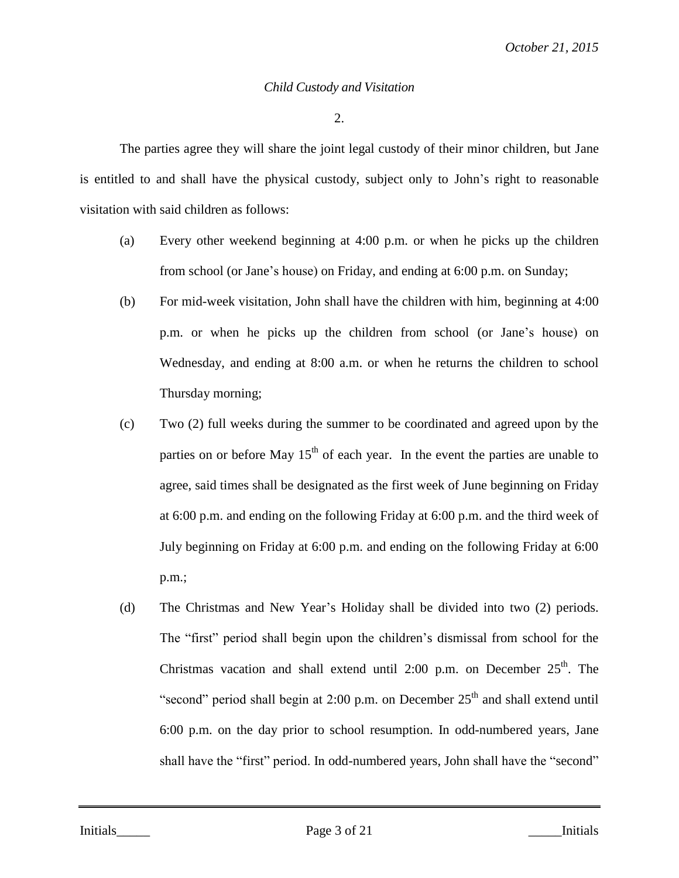*Child Custody and Visitation*

2.

The parties agree they will share the joint legal custody of their minor children, but Jane is entitled to and shall have the physical custody, subject only to John's right to reasonable visitation with said children as follows:

(a) Every other weekend beginning at 4:00 p.m. or when he picks up the children from school (or Jane's house) on Friday, and ending at 6:00 p.m. on Sunday;

(b) For mid-week visitation, John shall have the children with him, beginning at 4:00 p.m. or when he picks up the children from school (or Jane's house) on Wednesday, and ending at 8:00 a.m. or when he returns the children to school Thursday morning;

(c) Two (2) full weeks during the summer to be coordinated and agreed upon by the parties on or before May 15th of each year. In the event the parties are unable to agree, said times shall be designated as the first week of June beginning on Friday at 6:00 p.m. and ending on the following Friday at 6:00 p.m. and the third week of July beginning on Friday at 6:00 p.m. and ending on the following Friday at 6:00 p.m.;

(d) The Christmas and New Year's Holiday shall be divided into two (2) periods. The "first" period shall begin upon the children's dismissal from school for the Christmas vacation and shall extend until 2:00 p.m. on December 25th. The "second" period shall begin at 2:00 p.m. on December 25th and shall extend until 6:00 p.m. on the day prior to school resumption. In odd-numbered years, Jane shall have the "first" period. In odd-numbered years, John shall have the "second"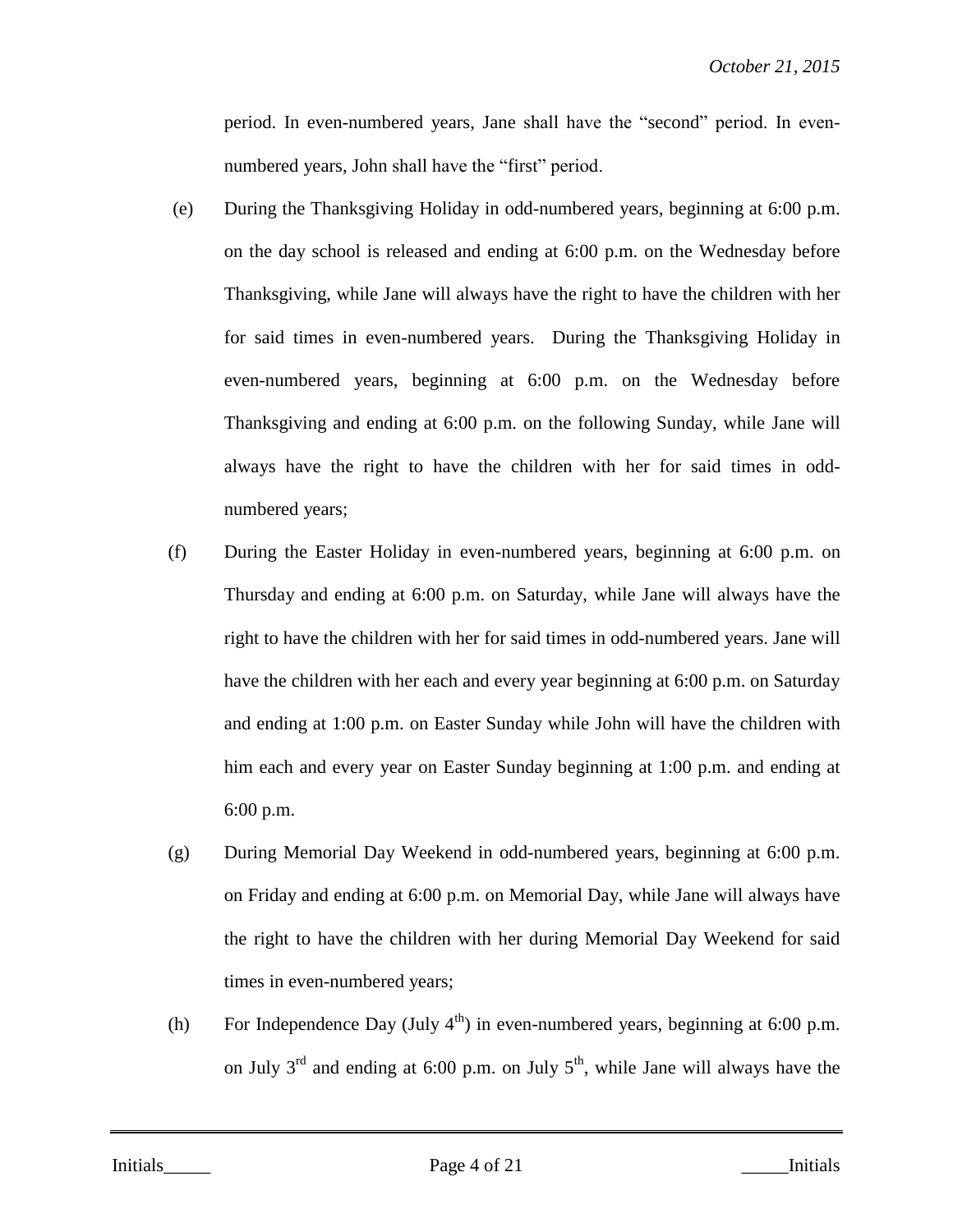period. In even-numbered years, Jane shall have the "second" period. In even-numbered years, John shall have the "first" period.

(e) During the Thanksgiving Holiday in odd-numbered years, beginning at 6:00 p.m. on the day school is released and ending at 6:00 p.m. on the Wednesday before Thanksgiving, while Jane will always have the right to have the children with her for said times in even-numbered years. During the Thanksgiving Holiday in even-numbered years, beginning at 6:00 p.m. on the Wednesday before Thanksgiving and ending at 6:00 p.m. on the following Sunday, while Jane will always have the right to have the children with her for said times in odd-numbered years;

(f) During the Easter Holiday in even-numbered years, beginning at 6:00 p.m. on Thursday and ending at 6:00 p.m. on Saturday, while Jane will always have the right to have the children with her for said times in odd-numbered years. Jane will have the children with her each and every year beginning at 6:00 p.m. on Saturday and ending at 1:00 p.m. on Easter Sunday while John will have the children with him each and every year on Easter Sunday beginning at 1:00 p.m. and ending at 6:00 p.m.

(g) During Memorial Day Weekend in odd-numbered years, beginning at 6:00 p.m. on Friday and ending at 6:00 p.m. on Memorial Day, while Jane will always have the right to have the children with her during Memorial Day Weekend for said times in even-numbered years;

(h) For Independence Day (July 4th) in even-numbered years, beginning at 6:00 p.m. on July 3rd and ending at 6:00 p.m. on July 5th, while Jane will always have the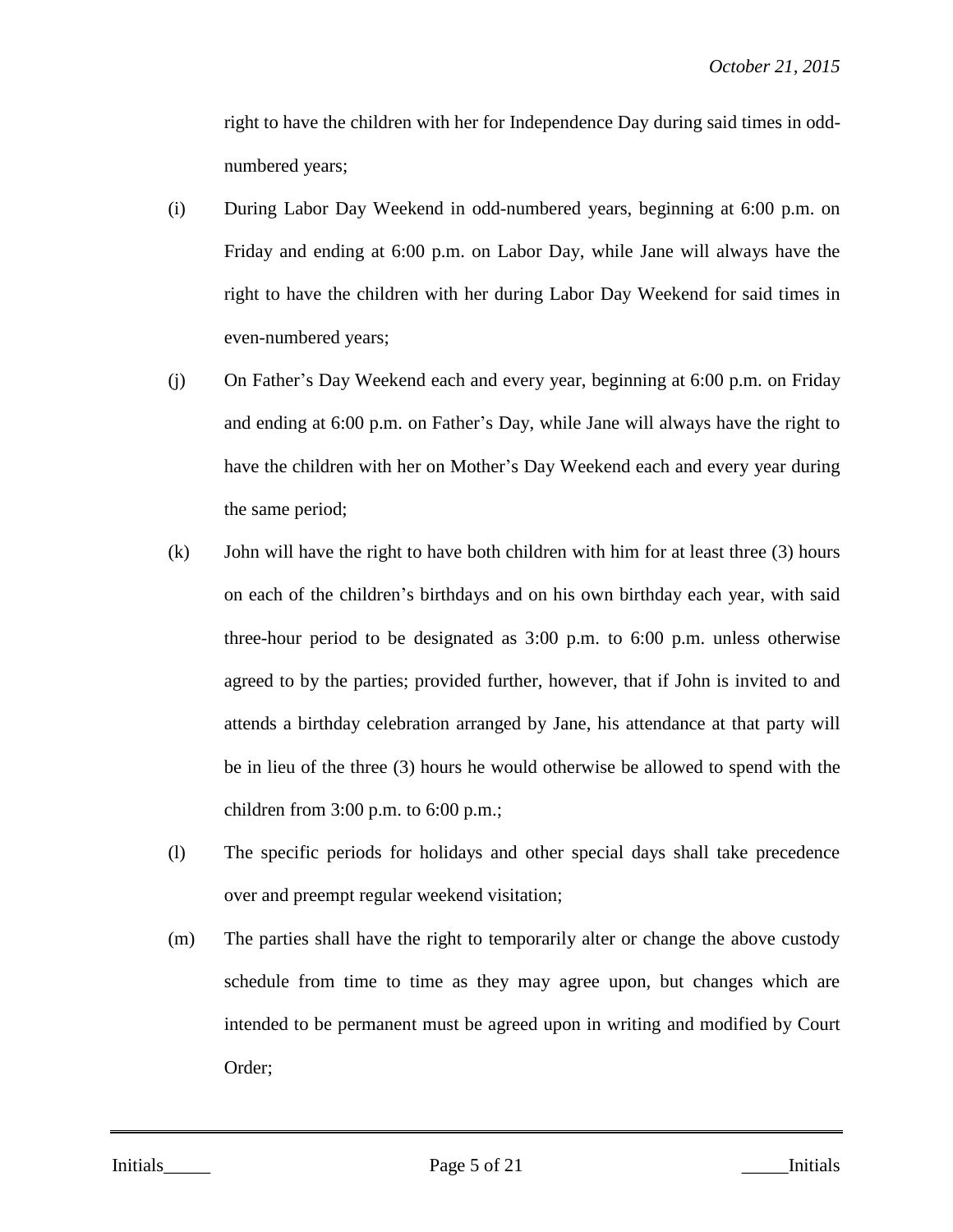right to have the children with her for Independence Day during said times in odd-numbered years;

(i) During Labor Day Weekend in odd-numbered years, beginning at 6:00 p.m. on Friday and ending at 6:00 p.m. on Labor Day, while Jane will always have the right to have the children with her during Labor Day Weekend for said times in even-numbered years;

(j) On Father's Day Weekend each and every year, beginning at 6:00 p.m. on Friday and ending at 6:00 p.m. on Father's Day, while Jane will always have the right to have the children with her on Mother's Day Weekend each and every year during the same period;

(k) John will have the right to have both children with him for at least three (3) hours on each of the children's birthdays and on his own birthday each year, with said three-hour period to be designated as 3:00 p.m. to 6:00 p.m. unless otherwise agreed to by the parties; provided further, however, that if John is invited to and attends a birthday celebration arranged by Jane, his attendance at that party will be in lieu of the three (3) hours he would otherwise be allowed to spend with the children from 3:00 p.m. to 6:00 p.m.;

(l) The specific periods for holidays and other special days shall take precedence over and preempt regular weekend visitation;

(m) The parties shall have the right to temporarily alter or change the above custody schedule from time to time as they may agree upon, but changes which are intended to be permanent must be agreed upon in writing and modified by Court Order;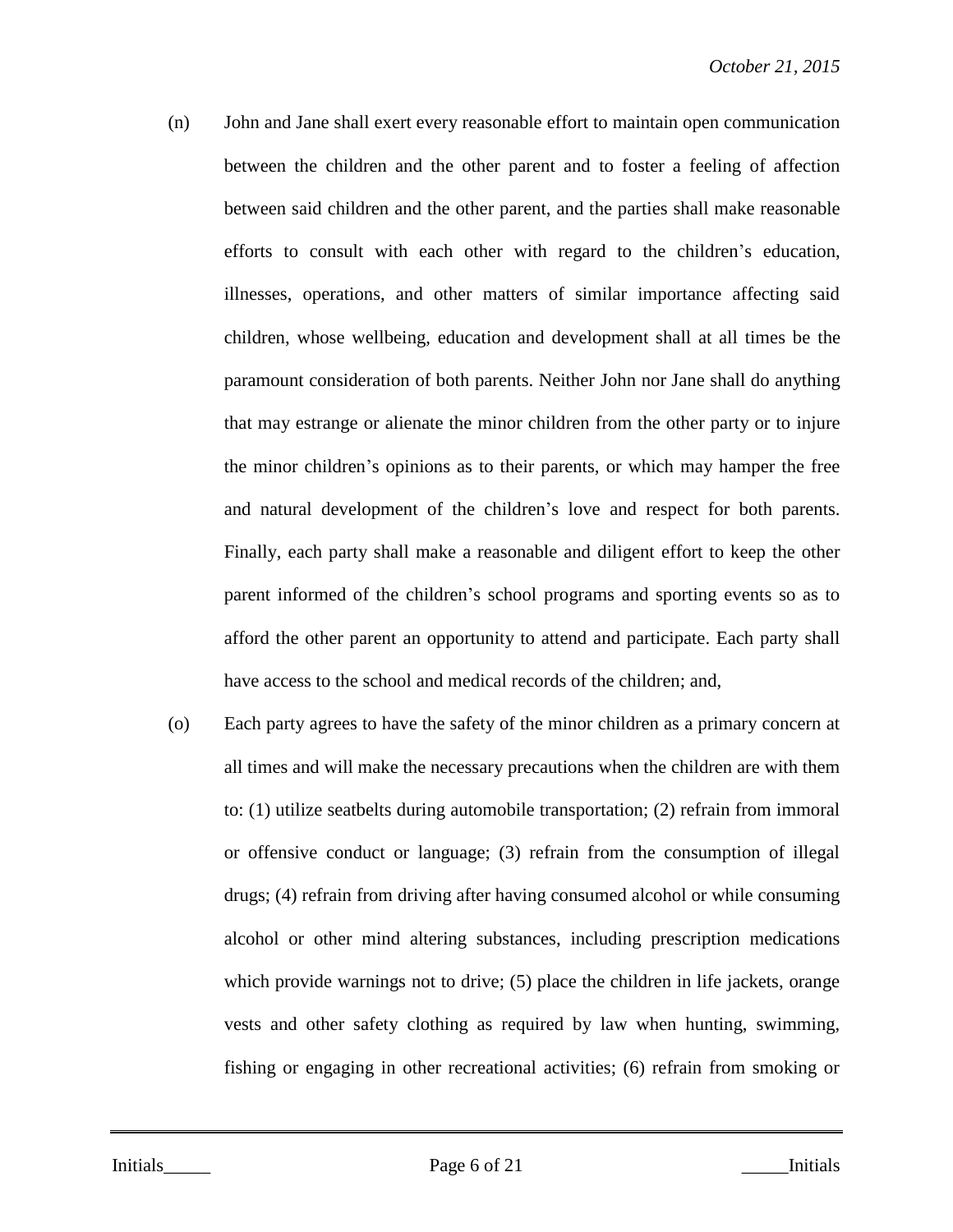(n) John and Jane shall exert every reasonable effort to maintain open communication between the children and the other parent and to foster a feeling of affection between said children and the other parent, and the parties shall make reasonable efforts to consult with each other with regard to the children's education, illnesses, operations, and other matters of similar importance affecting said children, whose wellbeing, education and development shall at all times be the paramount consideration of both parents. Neither John nor Jane shall do anything that may estrange or alienate the minor children from the other party or to injure the minor children's opinions as to their parents, or which may hamper the free and natural development of the children's love and respect for both parents. Finally, each party shall make a reasonable and diligent effort to keep the other parent informed of the children's school programs and sporting events so as to afford the other parent an opportunity to attend and participate. Each party shall have access to the school and medical records of the children; and,

(o) Each party agrees to have the safety of the minor children as a primary concern at all times and will make the necessary precautions when the children are with them to: (1) utilize seatbelts during automobile transportation; (2) refrain from immoral or offensive conduct or language; (3) refrain from the consumption of illegal drugs; (4) refrain from driving after having consumed alcohol or while consuming alcohol or other mind altering substances, including prescription medications which provide warnings not to drive; (5) place the children in life jackets, orange vests and other safety clothing as required by law when hunting, swimming, fishing or engaging in other recreational activities; (6) refrain from smoking or

Initials_____ _____Initials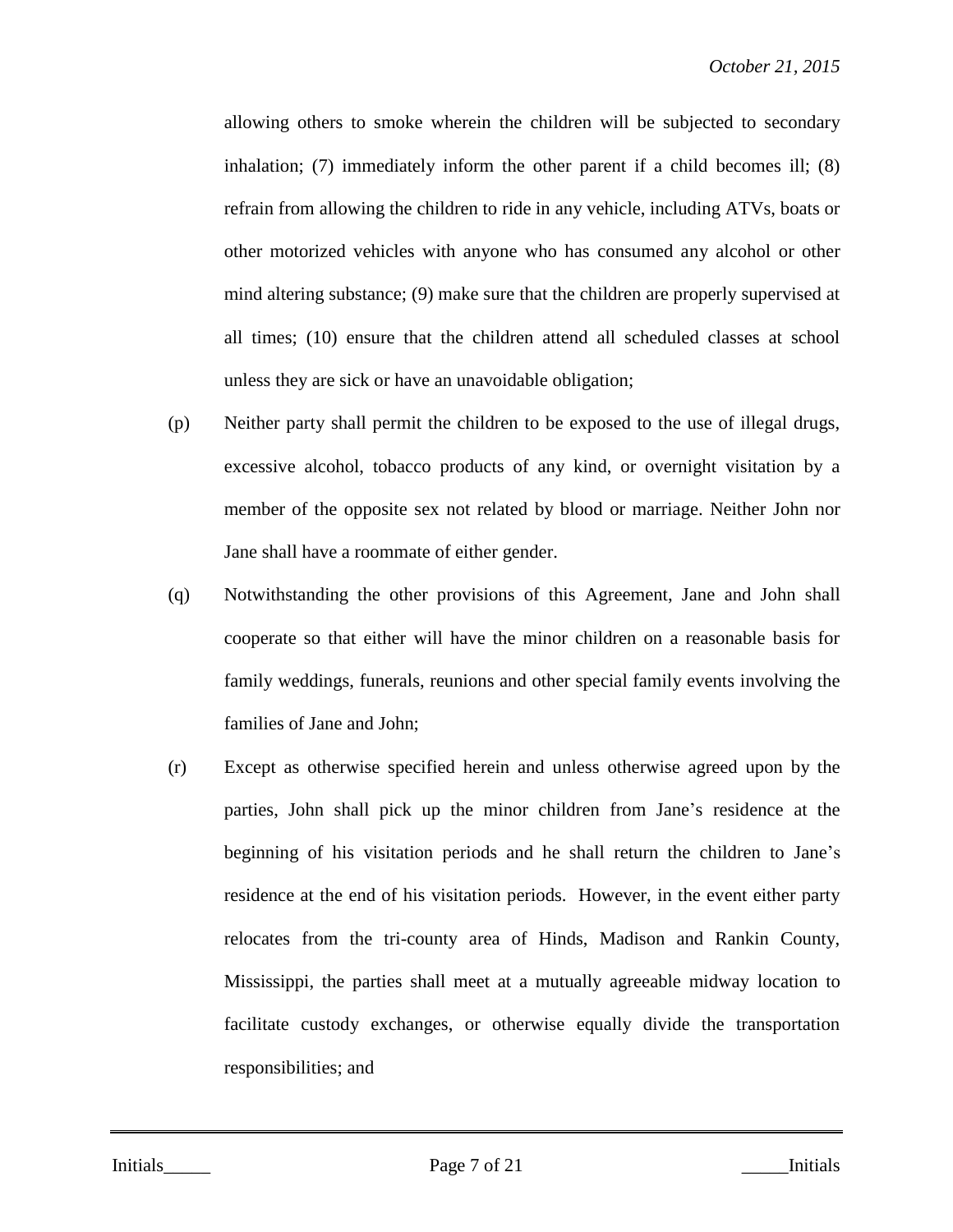allowing others to smoke wherein the children will be subjected to secondary inhalation; (7) immediately inform the other parent if a child becomes ill; (8) refrain from allowing the children to ride in any vehicle, including ATVs, boats or other motorized vehicles with anyone who has consumed any alcohol or other mind altering substance; (9) make sure that the children are properly supervised at all times; (10) ensure that the children attend all scheduled classes at school unless they are sick or have an unavoidable obligation;

(p) Neither party shall permit the children to be exposed to the use of illegal drugs, excessive alcohol, tobacco products of any kind, or overnight visitation by a member of the opposite sex not related by blood or marriage. Neither John nor Jane shall have a roommate of either gender.

(q) Notwithstanding the other provisions of this Agreement, Jane and John shall cooperate so that either will have the minor children on a reasonable basis for family weddings, funerals, reunions and other special family events involving the families of Jane and John;

(r) Except as otherwise specified herein and unless otherwise agreed upon by the parties, John shall pick up the minor children from Jane's residence at the beginning of his visitation periods and he shall return the children to Jane's residence at the end of his visitation periods. However, in the event either party relocates from the tri-county area of Hinds, Madison and Rankin County, Mississippi, the parties shall meet at a mutually agreeable midway location to facilitate custody exchanges, or otherwise equally divide the transportation responsibilities; and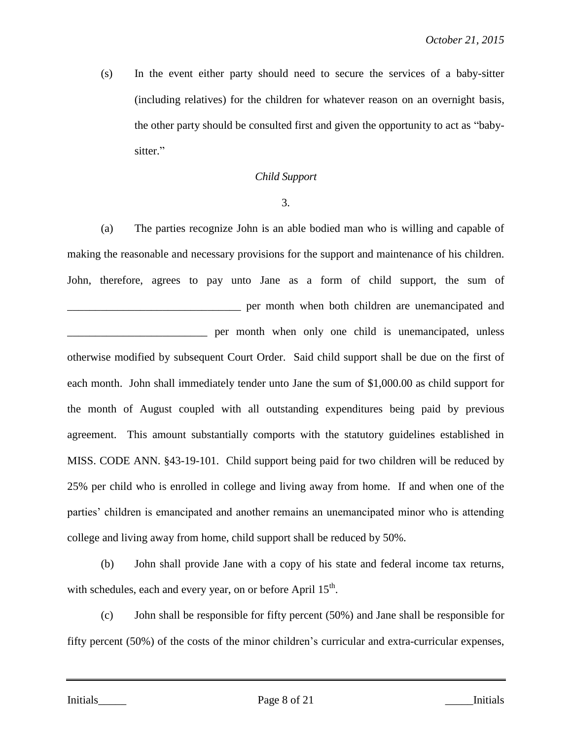(s) In the event either party should need to secure the services of a baby-sitter (including relatives) for the children for whatever reason on an overnight basis, the other party should be consulted first and given the opportunity to act as "baby-sitter."

*Child Support*

3.

(a) The parties recognize John is an able bodied man who is willing and capable of making the reasonable and necessary provisions for the support and maintenance of his children. John, therefore, agrees to pay unto Jane as a form of child support, the sum of _______________________________ per month when both children are unemancipated and _________________________ per month when only one child is unemancipated, unless otherwise modified by subsequent Court Order. Said child support shall be due on the first of each month. John shall immediately tender unto Jane the sum of $1,000.00 as child support for the month of August coupled with all outstanding expenditures being paid by previous agreement. This amount substantially comports with the statutory guidelines established in MISS. CODE ANN. §43-19-101. Child support being paid for two children will be reduced by 25% per child who is enrolled in college and living away from home. If and when one of the parties' children is emancipated and another remains an unemancipated minor who is attending college and living away from home, child support shall be reduced by 50%.

(b) John shall provide Jane with a copy of his state and federal income tax returns, with schedules, each and every year, on or before April 15th.

(c) John shall be responsible for fifty percent (50%) and Jane shall be responsible for fifty percent (50%) of the costs of the minor children's curricular and extra-curricular expenses,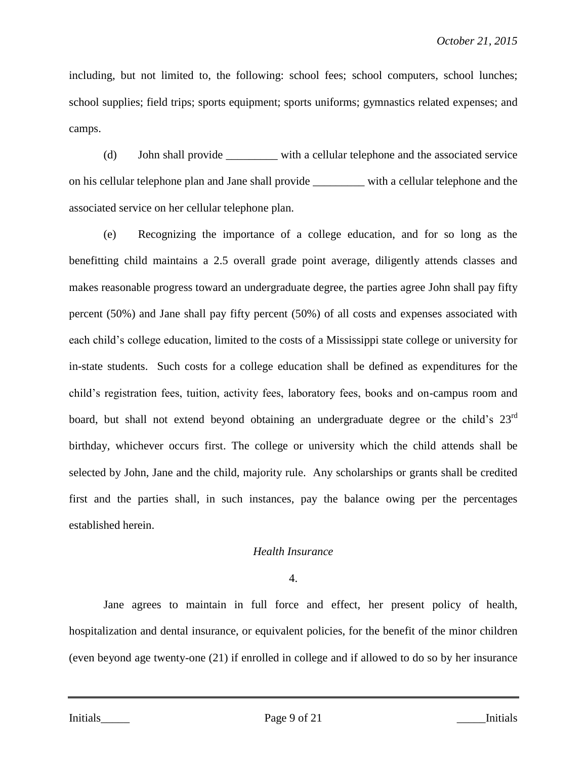including, but not limited to, the following: school fees; school computers, school lunches; school supplies; field trips; sports equipment; sports uniforms; gymnastics related expenses; and camps.

(d) John shall provide _________ with a cellular telephone and the associated service on his cellular telephone plan and Jane shall provide _________ with a cellular telephone and the associated service on her cellular telephone plan.

(e) Recognizing the importance of a college education, and for so long as the benefitting child maintains a 2.5 overall grade point average, diligently attends classes and makes reasonable progress toward an undergraduate degree, the parties agree John shall pay fifty percent (50%) and Jane shall pay fifty percent (50%) of all costs and expenses associated with each child's college education, limited to the costs of a Mississippi state college or university for in-state students. Such costs for a college education shall be defined as expenditures for the child's registration fees, tuition, activity fees, laboratory fees, books and on-campus room and board, but shall not extend beyond obtaining an undergraduate degree or the child's 23rd birthday, whichever occurs first. The college or university which the child attends shall be selected by John, Jane and the child, majority rule. Any scholarships or grants shall be credited first and the parties shall, in such instances, pay the balance owing per the percentages established herein.

*Health Insurance*

4.

Jane agrees to maintain in full force and effect, her present policy of health, hospitalization and dental insurance, or equivalent policies, for the benefit of the minor children (even beyond age twenty-one (21) if enrolled in college and if allowed to do so by her insurance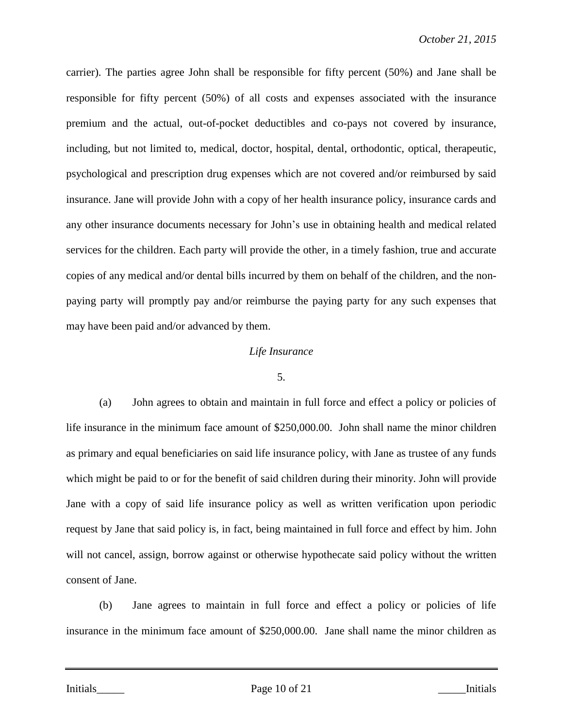carrier). The parties agree John shall be responsible for fifty percent (50%) and Jane shall be responsible for fifty percent (50%) of all costs and expenses associated with the insurance premium and the actual, out-of-pocket deductibles and co-pays not covered by insurance, including, but not limited to, medical, doctor, hospital, dental, orthodontic, optical, therapeutic, psychological and prescription drug expenses which are not covered and/or reimbursed by said insurance. Jane will provide John with a copy of her health insurance policy, insurance cards and any other insurance documents necessary for John's use in obtaining health and medical related services for the children. Each party will provide the other, in a timely fashion, true and accurate copies of any medical and/or dental bills incurred by them on behalf of the children, and the non-paying party will promptly pay and/or reimburse the paying party for any such expenses that may have been paid and/or advanced by them.

*Life Insurance*

5.

(a) John agrees to obtain and maintain in full force and effect a policy or policies of life insurance in the minimum face amount of $250,000.00. John shall name the minor children as primary and equal beneficiaries on said life insurance policy, with Jane as trustee of any funds which might be paid to or for the benefit of said children during their minority. John will provide Jane with a copy of said life insurance policy as well as written verification upon periodic request by Jane that said policy is, in fact, being maintained in full force and effect by him. John will not cancel, assign, borrow against or otherwise hypothecate said policy without the written consent of Jane.

(b) Jane agrees to maintain in full force and effect a policy or policies of life insurance in the minimum face amount of $250,000.00. Jane shall name the minor children as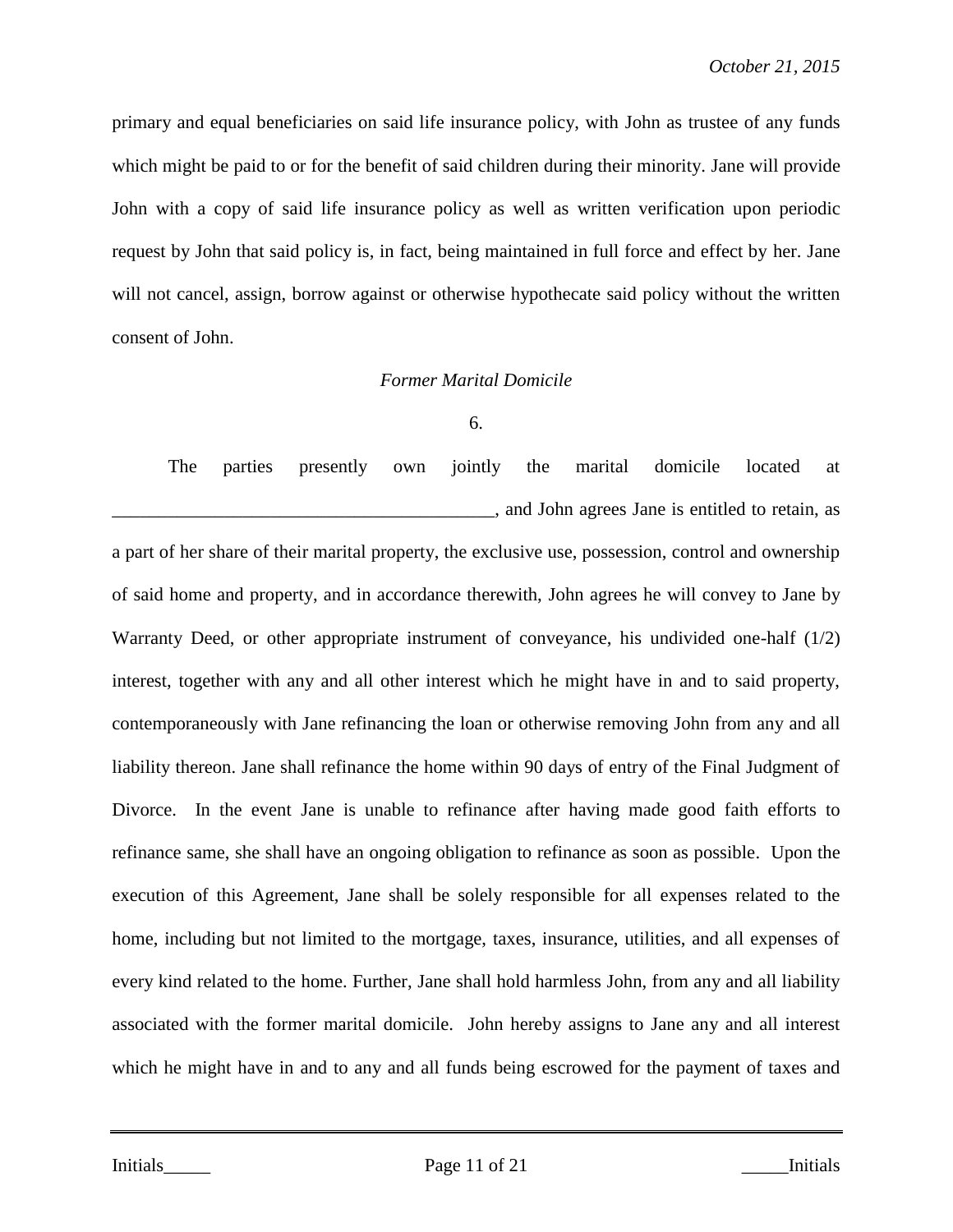primary and equal beneficiaries on said life insurance policy, with John as trustee of any funds which might be paid to or for the benefit of said children during their minority. Jane will provide John with a copy of said life insurance policy as well as written verification upon periodic request by John that said policy is, in fact, being maintained in full force and effect by her. Jane will not cancel, assign, borrow against or otherwise hypothecate said policy without the written consent of John.

*Former Marital Domicile*

6.

The parties presently own jointly the marital domicile located at ________________________________________, and John agrees Jane is entitled to retain, as a part of her share of their marital property, the exclusive use, possession, control and ownership of said home and property, and in accordance therewith, John agrees he will convey to Jane by Warranty Deed, or other appropriate instrument of conveyance, his undivided one-half (1/2) interest, together with any and all other interest which he might have in and to said property, contemporaneously with Jane refinancing the loan or otherwise removing John from any and all liability thereon. Jane shall refinance the home within 90 days of entry of the Final Judgment of Divorce. In the event Jane is unable to refinance after having made good faith efforts to refinance same, she shall have an ongoing obligation to refinance as soon as possible. Upon the execution of this Agreement, Jane shall be solely responsible for all expenses related to the home, including but not limited to the mortgage, taxes, insurance, utilities, and all expenses of every kind related to the home. Further, Jane shall hold harmless John, from any and all liability associated with the former marital domicile. John hereby assigns to Jane any and all interest which he might have in and to any and all funds being escrowed for the payment of taxes and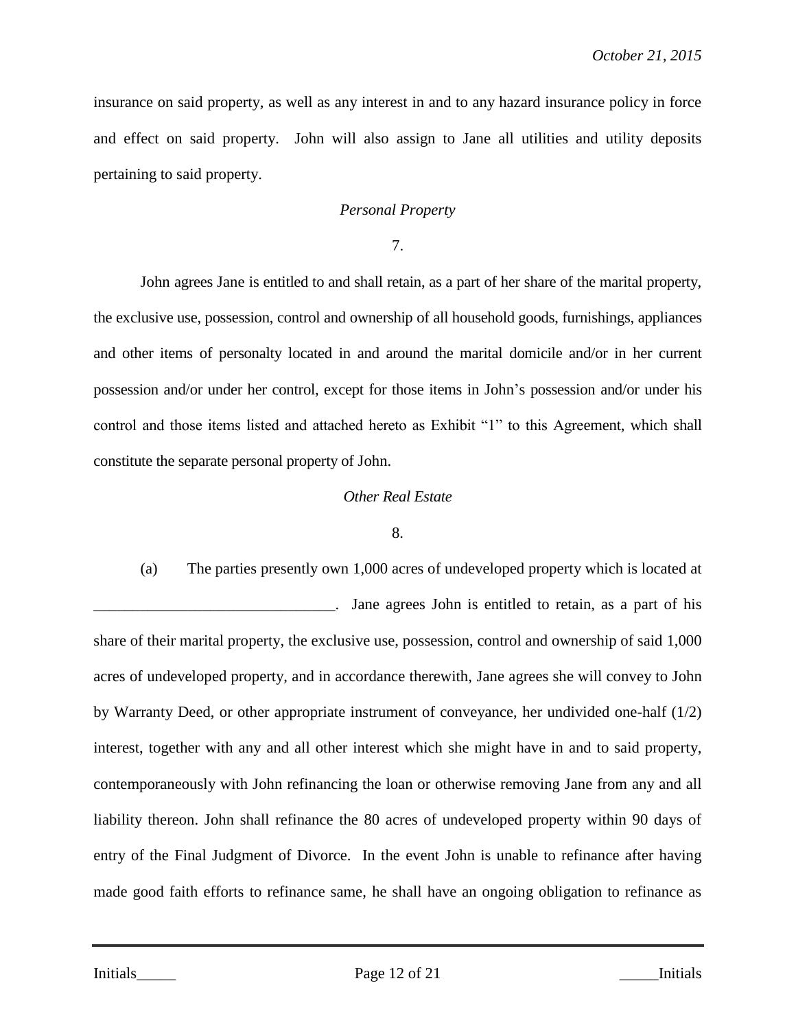insurance on said property, as well as any interest in and to any hazard insurance policy in force and effect on said property. John will also assign to Jane all utilities and utility deposits pertaining to said property.

*Personal Property*

7.

John agrees Jane is entitled to and shall retain, as a part of her share of the marital property, the exclusive use, possession, control and ownership of all household goods, furnishings, appliances and other items of personalty located in and around the marital domicile and/or in her current possession and/or under her control, except for those items in John's possession and/or under his control and those items listed and attached hereto as Exhibit "1" to this Agreement, which shall constitute the separate personal property of John.

*Other Real Estate*

8.

(a) The parties presently own 1,000 acres of undeveloped property which is located at _______________________________. Jane agrees John is entitled to retain, as a part of his share of their marital property, the exclusive use, possession, control and ownership of said 1,000 acres of undeveloped property, and in accordance therewith, Jane agrees she will convey to John by Warranty Deed, or other appropriate instrument of conveyance, her undivided one-half (1/2) interest, together with any and all other interest which she might have in and to said property, contemporaneously with John refinancing the loan or otherwise removing Jane from any and all liability thereon. John shall refinance the 80 acres of undeveloped property within 90 days of entry of the Final Judgment of Divorce. In the event John is unable to refinance after having made good faith efforts to refinance same, he shall have an ongoing obligation to refinance as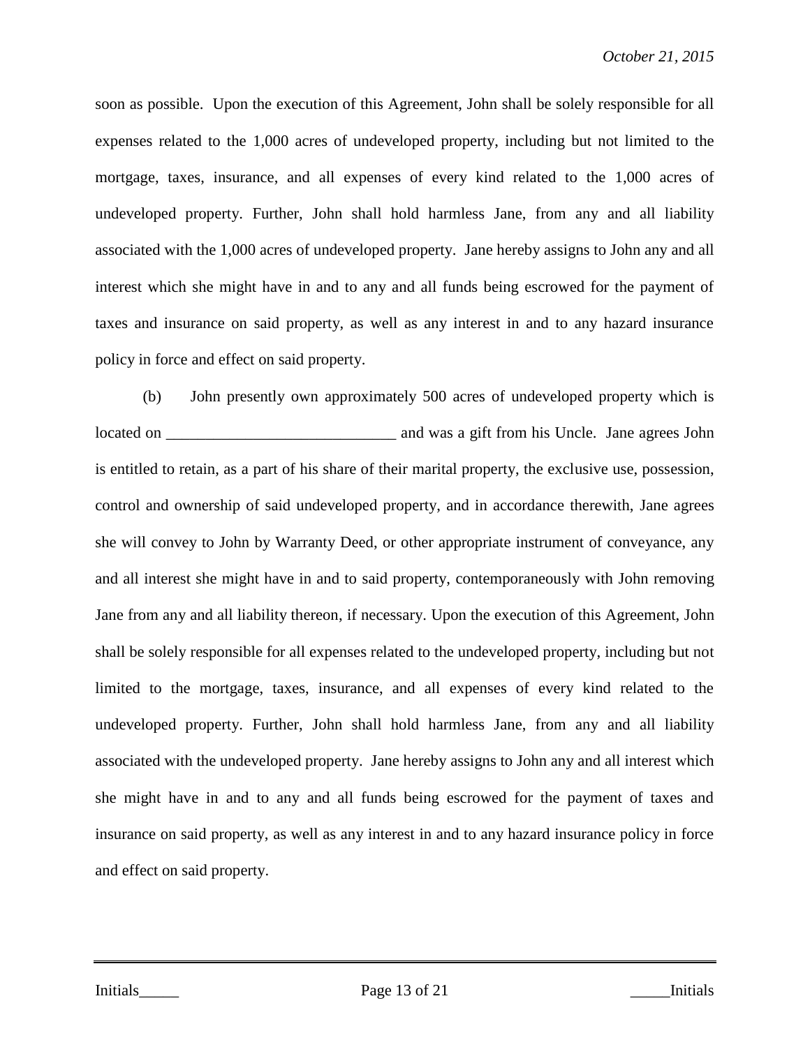soon as possible. Upon the execution of this Agreement, John shall be solely responsible for all expenses related to the 1,000 acres of undeveloped property, including but not limited to the mortgage, taxes, insurance, and all expenses of every kind related to the 1,000 acres of undeveloped property. Further, John shall hold harmless Jane, from any and all liability associated with the 1,000 acres of undeveloped property. Jane hereby assigns to John any and all interest which she might have in and to any and all funds being escrowed for the payment of taxes and insurance on said property, as well as any interest in and to any hazard insurance policy in force and effect on said property.

(b) John presently own approximately 500 acres of undeveloped property which is located on _____________________________ and was a gift from his Uncle. Jane agrees John is entitled to retain, as a part of his share of their marital property, the exclusive use, possession, control and ownership of said undeveloped property, and in accordance therewith, Jane agrees she will convey to John by Warranty Deed, or other appropriate instrument of conveyance, any and all interest she might have in and to said property, contemporaneously with John removing Jane from any and all liability thereon, if necessary. Upon the execution of this Agreement, John shall be solely responsible for all expenses related to the undeveloped property, including but not limited to the mortgage, taxes, insurance, and all expenses of every kind related to the undeveloped property. Further, John shall hold harmless Jane, from any and all liability associated with the undeveloped property. Jane hereby assigns to John any and all interest which she might have in and to any and all funds being escrowed for the payment of taxes and insurance on said property, as well as any interest in and to any hazard insurance policy in force and effect on said property.

Initials_____ _____Initials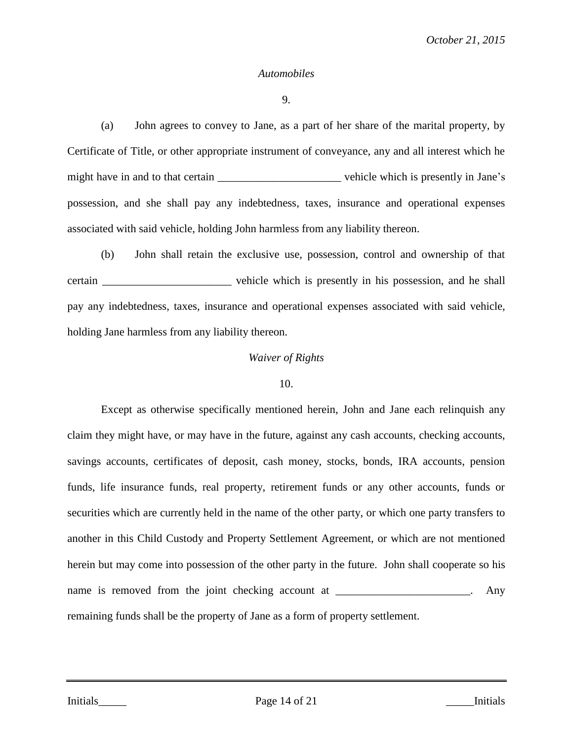*Automobiles*

9.

(a) John agrees to convey to Jane, as a part of her share of the marital property, by Certificate of Title, or other appropriate instrument of conveyance, any and all interest which he might have in and to that certain ______________________ vehicle which is presently in Jane's possession, and she shall pay any indebtedness, taxes, insurance and operational expenses associated with said vehicle, holding John harmless from any liability thereon.

(b) John shall retain the exclusive use, possession, control and ownership of that certain _______________________ vehicle which is presently in his possession, and he shall pay any indebtedness, taxes, insurance and operational expenses associated with said vehicle, holding Jane harmless from any liability thereon.

*Waiver of Rights*

10.

Except as otherwise specifically mentioned herein, John and Jane each relinquish any claim they might have, or may have in the future, against any cash accounts, checking accounts, savings accounts, certificates of deposit, cash money, stocks, bonds, IRA accounts, pension funds, life insurance funds, real property, retirement funds or any other accounts, funds or securities which are currently held in the name of the other party, or which one party transfers to another in this Child Custody and Property Settlement Agreement, or which are not mentioned herein but may come into possession of the other party in the future. John shall cooperate so his name is removed from the joint checking account at ________________________. Any remaining funds shall be the property of Jane as a form of property settlement.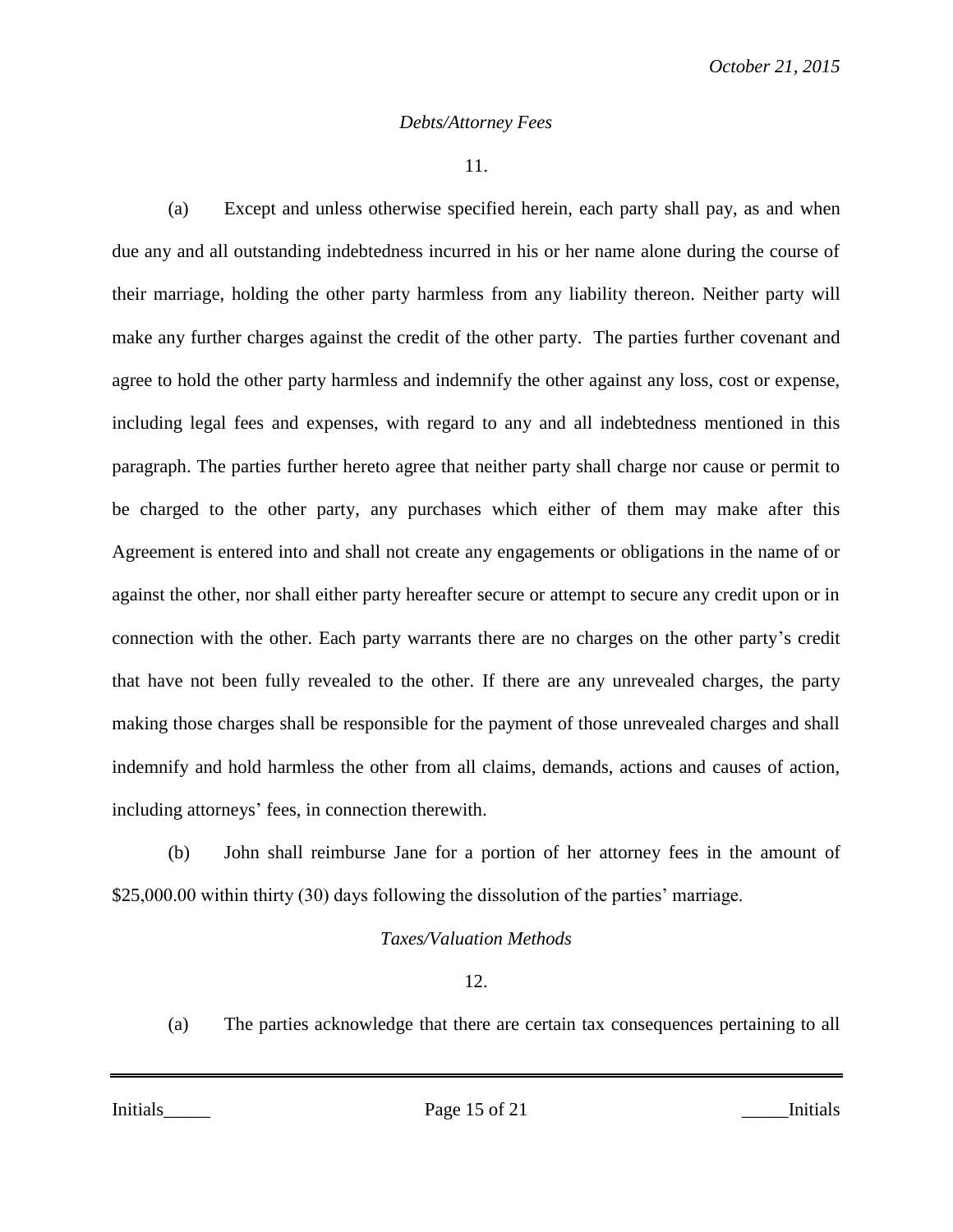*Debts/Attorney Fees*

11.

(a) Except and unless otherwise specified herein, each party shall pay, as and when due any and all outstanding indebtedness incurred in his or her name alone during the course of their marriage, holding the other party harmless from any liability thereon. Neither party will make any further charges against the credit of the other party. The parties further covenant and agree to hold the other party harmless and indemnify the other against any loss, cost or expense, including legal fees and expenses, with regard to any and all indebtedness mentioned in this paragraph. The parties further hereto agree that neither party shall charge nor cause or permit to be charged to the other party, any purchases which either of them may make after this Agreement is entered into and shall not create any engagements or obligations in the name of or against the other, nor shall either party hereafter secure or attempt to secure any credit upon or in connection with the other. Each party warrants there are no charges on the other party's credit that have not been fully revealed to the other. If there are any unrevealed charges, the party making those charges shall be responsible for the payment of those unrevealed charges and shall indemnify and hold harmless the other from all claims, demands, actions and causes of action, including attorneys' fees, in connection therewith.

(b) John shall reimburse Jane for a portion of her attorney fees in the amount of $25,000.00 within thirty (30) days following the dissolution of the parties' marriage.

*Taxes/Valuation Methods*

12.

(a) The parties acknowledge that there are certain tax consequences pertaining to all

Initials_____ _____Initials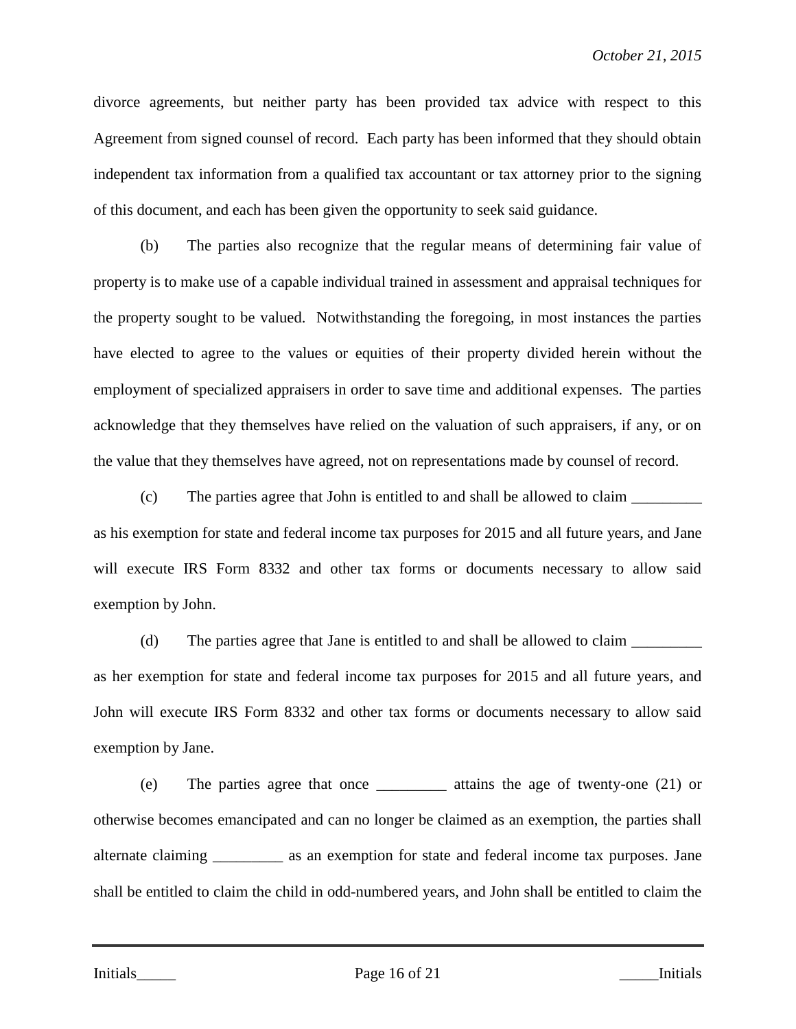divorce agreements, but neither party has been provided tax advice with respect to this Agreement from signed counsel of record. Each party has been informed that they should obtain independent tax information from a qualified tax accountant or tax attorney prior to the signing of this document, and each has been given the opportunity to seek said guidance.

(b) The parties also recognize that the regular means of determining fair value of property is to make use of a capable individual trained in assessment and appraisal techniques for the property sought to be valued. Notwithstanding the foregoing, in most instances the parties have elected to agree to the values or equities of their property divided herein without the employment of specialized appraisers in order to save time and additional expenses. The parties acknowledge that they themselves have relied on the valuation of such appraisers, if any, or on the value that they themselves have agreed, not on representations made by counsel of record.

(c) The parties agree that John is entitled to and shall be allowed to claim _________ as his exemption for state and federal income tax purposes for 2015 and all future years, and Jane will execute IRS Form 8332 and other tax forms or documents necessary to allow said exemption by John.

(d) The parties agree that Jane is entitled to and shall be allowed to claim _________ as her exemption for state and federal income tax purposes for 2015 and all future years, and John will execute IRS Form 8332 and other tax forms or documents necessary to allow said exemption by Jane.

(e) The parties agree that once _________ attains the age of twenty-one (21) or otherwise becomes emancipated and can no longer be claimed as an exemption, the parties shall alternate claiming _________ as an exemption for state and federal income tax purposes. Jane shall be entitled to claim the child in odd-numbered years, and John shall be entitled to claim the

Initials_____ _____Initials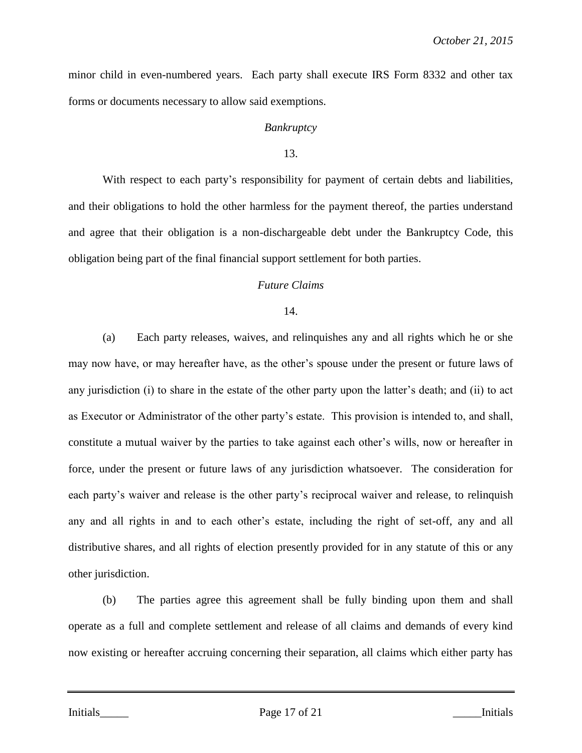minor child in even-numbered years. Each party shall execute IRS Form 8332 and other tax forms or documents necessary to allow said exemptions.

*Bankruptcy*

13.

With respect to each party's responsibility for payment of certain debts and liabilities, and their obligations to hold the other harmless for the payment thereof, the parties understand and agree that their obligation is a non-dischargeable debt under the Bankruptcy Code, this obligation being part of the final financial support settlement for both parties.

*Future Claims*

14.

(a) Each party releases, waives, and relinquishes any and all rights which he or she may now have, or may hereafter have, as the other's spouse under the present or future laws of any jurisdiction (i) to share in the estate of the other party upon the latter's death; and (ii) to act as Executor or Administrator of the other party's estate. This provision is intended to, and shall, constitute a mutual waiver by the parties to take against each other's wills, now or hereafter in force, under the present or future laws of any jurisdiction whatsoever. The consideration for each party's waiver and release is the other party's reciprocal waiver and release, to relinquish any and all rights in and to each other's estate, including the right of set-off, any and all distributive shares, and all rights of election presently provided for in any statute of this or any other jurisdiction.

(b) The parties agree this agreement shall be fully binding upon them and shall operate as a full and complete settlement and release of all claims and demands of every kind now existing or hereafter accruing concerning their separation, all claims which either party has

Initials_____ _____Initials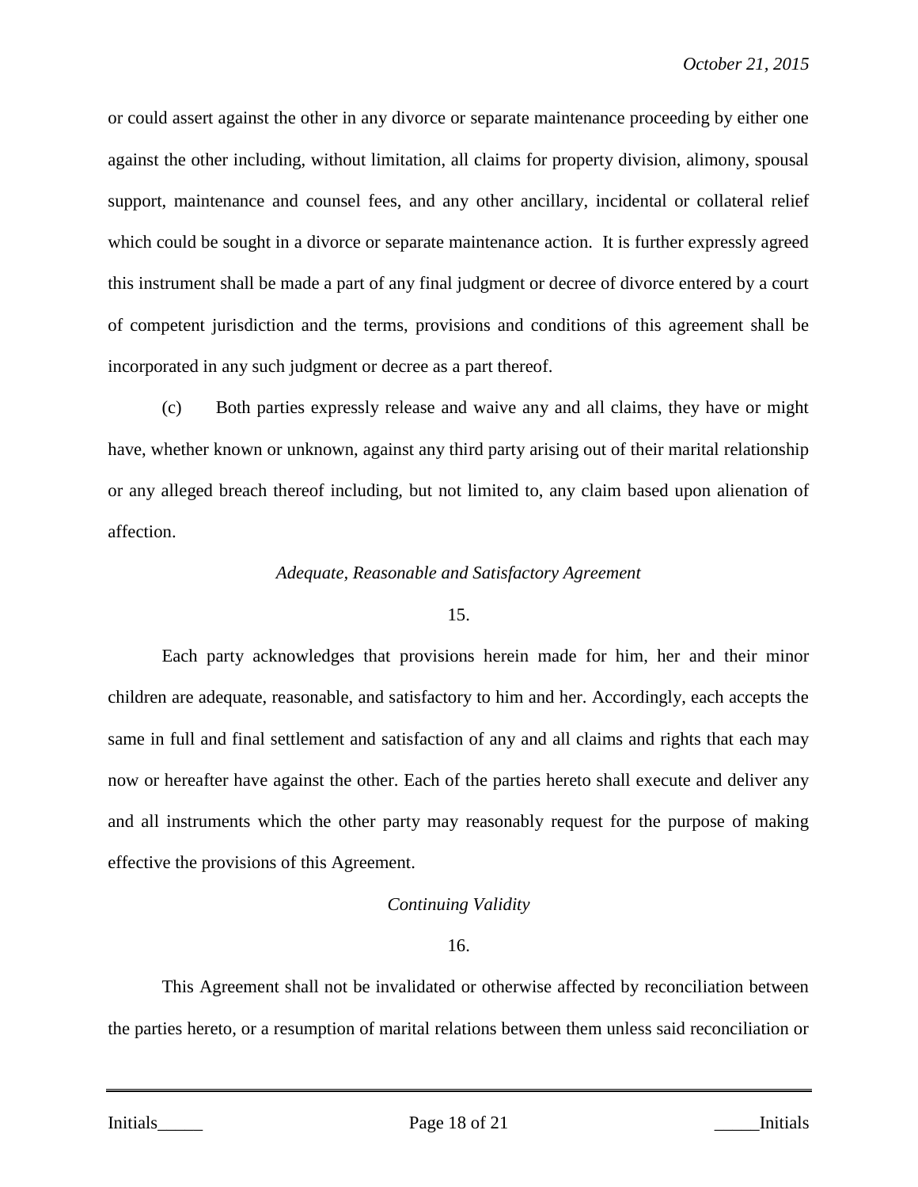or could assert against the other in any divorce or separate maintenance proceeding by either one against the other including, without limitation, all claims for property division, alimony, spousal support, maintenance and counsel fees, and any other ancillary, incidental or collateral relief which could be sought in a divorce or separate maintenance action. It is further expressly agreed this instrument shall be made a part of any final judgment or decree of divorce entered by a court of competent jurisdiction and the terms, provisions and conditions of this agreement shall be incorporated in any such judgment or decree as a part thereof.

(c) Both parties expressly release and waive any and all claims, they have or might have, whether known or unknown, against any third party arising out of their marital relationship or any alleged breach thereof including, but not limited to, any claim based upon alienation of affection.

*Adequate, Reasonable and Satisfactory Agreement*

15.

Each party acknowledges that provisions herein made for him, her and their minor children are adequate, reasonable, and satisfactory to him and her. Accordingly, each accepts the same in full and final settlement and satisfaction of any and all claims and rights that each may now or hereafter have against the other. Each of the parties hereto shall execute and deliver any and all instruments which the other party may reasonably request for the purpose of making effective the provisions of this Agreement.

*Continuing Validity*

16.

This Agreement shall not be invalidated or otherwise affected by reconciliation between the parties hereto, or a resumption of marital relations between them unless said reconciliation or

Initials_____ _____Initials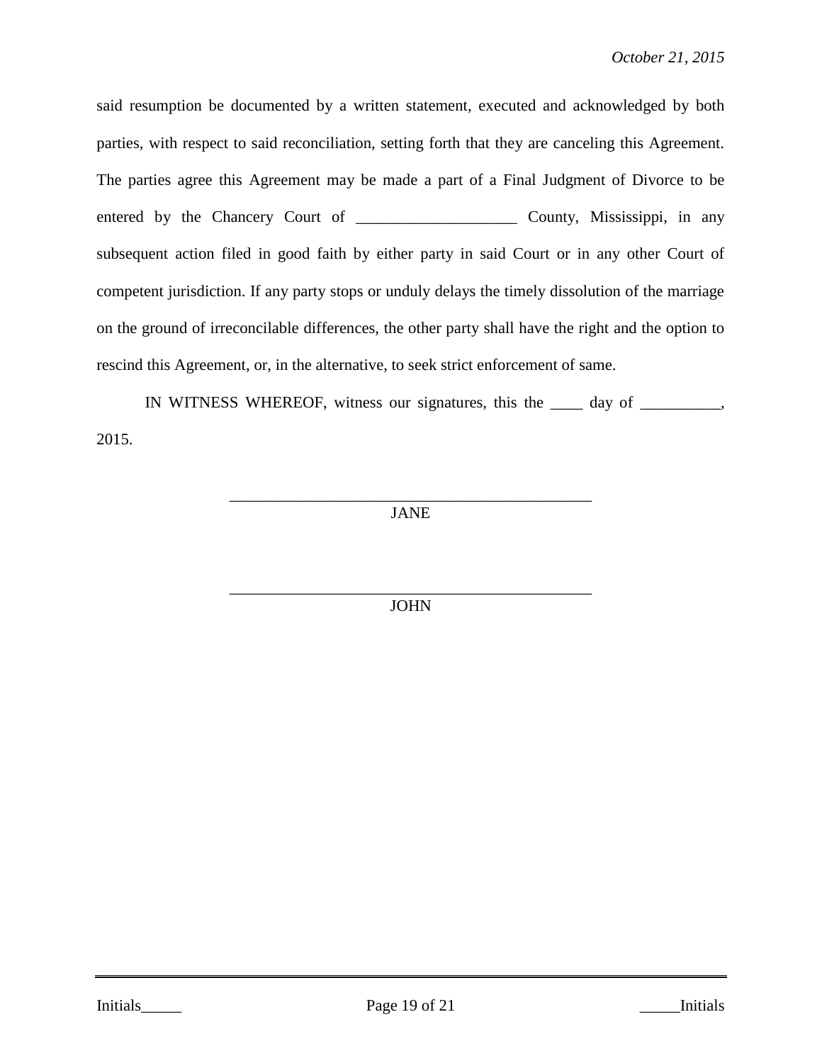said resumption be documented by a written statement, executed and acknowledged by both parties, with respect to said reconciliation, setting forth that they are canceling this Agreement. The parties agree this Agreement may be made a part of a Final Judgment of Divorce to be entered by the Chancery Court of ____________________ County, Mississippi, in any subsequent action filed in good faith by either party in said Court or in any other Court of competent jurisdiction. If any party stops or unduly delays the timely dissolution of the marriage on the ground of irreconcilable differences, the other party shall have the right and the option to rescind this Agreement, or, in the alternative, to seek strict enforcement of same.

IN WITNESS WHEREOF, witness our signatures, this the ____ day of __________, 2015.

_______________________________________________
JANE

_______________________________________________
JOHN

Initials_____ _____Initials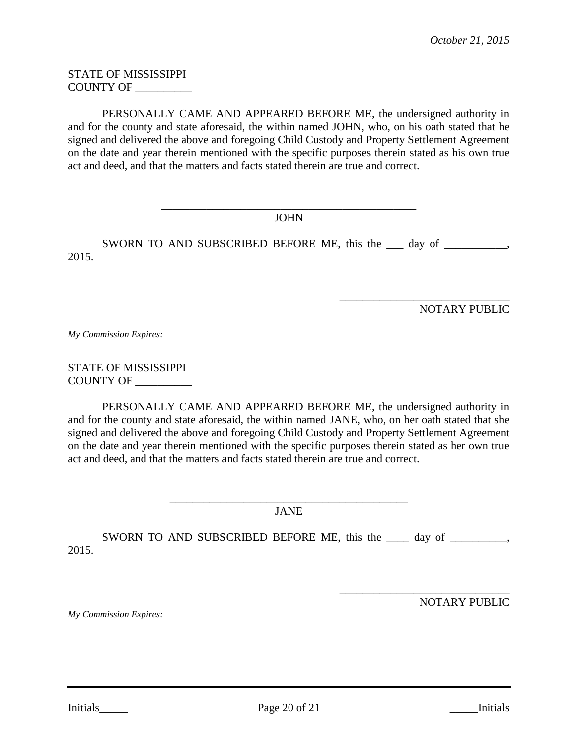October 21, 2015

STATE OF MISSISSIPPI
COUNTY OF __________

PERSONALLY CAME AND APPEARED BEFORE ME, the undersigned authority in and for the county and state aforesaid, the within named JOHN, who, on his oath stated that he signed and delivered the above and foregoing Child Custody and Property Settlement Agreement on the date and year therein mentioned with the specific purposes therein stated as his own true act and deed, and that the matters and facts stated therein are true and correct.

______________________________________________
JOHN

SWORN TO AND SUBSCRIBED BEFORE ME, this the ___ day of ___________, 2015.

______________________________
NOTARY PUBLIC

*My Commission Expires:*

STATE OF MISSISSIPPI
COUNTY OF __________

PERSONALLY CAME AND APPEARED BEFORE ME, the undersigned authority in and for the county and state aforesaid, the within named JANE, who, on her oath stated that she signed and delivered the above and foregoing Child Custody and Property Settlement Agreement on the date and year therein mentioned with the specific purposes therein stated as her own true act and deed, and that the matters and facts stated therein are true and correct.

___________________________________________
JANE

SWORN TO AND SUBSCRIBED BEFORE ME, this the ____ day of __________, 2015.

______________________________
NOTARY PUBLIC

*My Commission Expires:*

Initials_____ _____Initials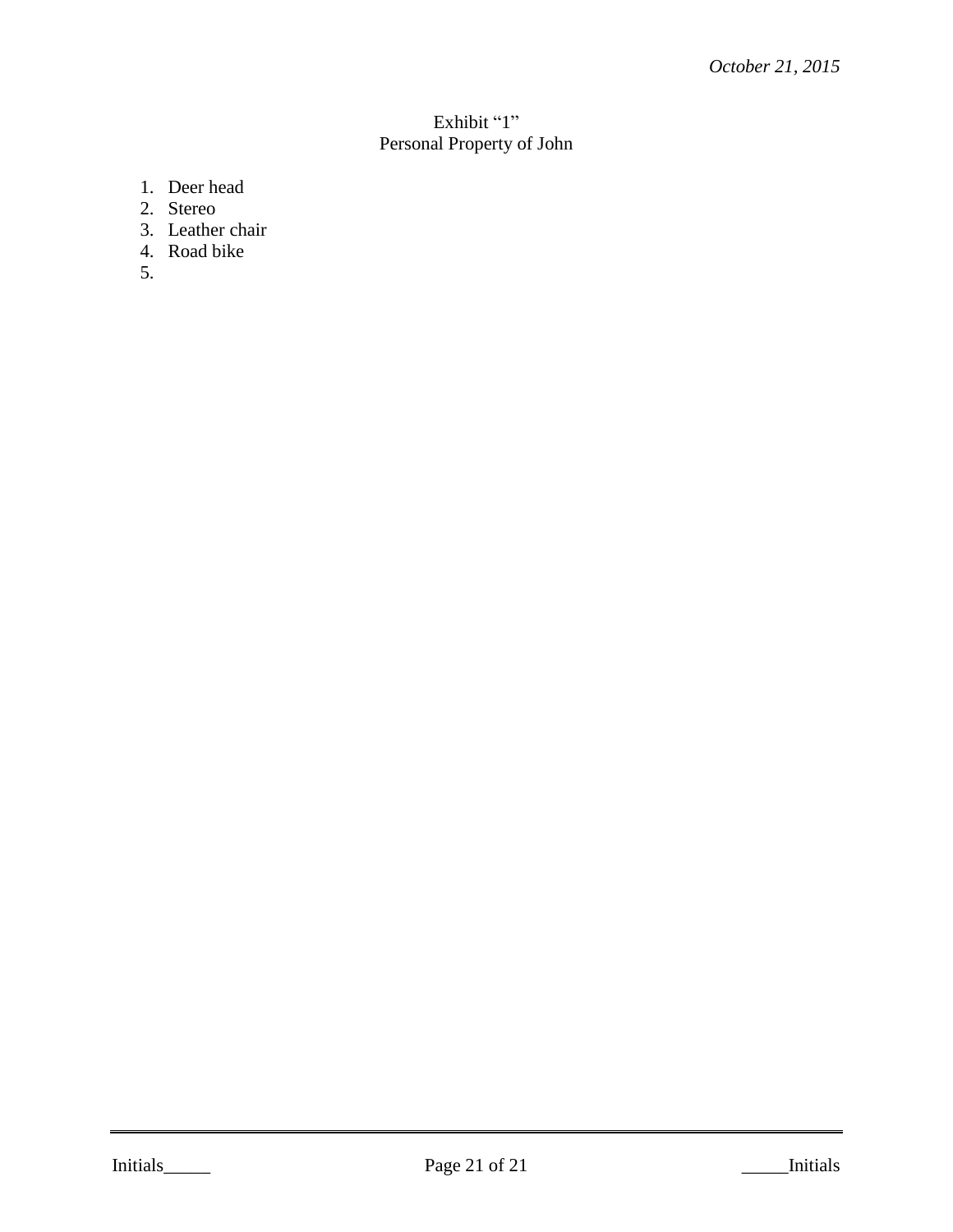*October 21, 2015*

Exhibit "1"
Personal Property of John

1. Deer head
2. Stereo
3. Leather chair
4. Road bike
5.

Initials_____ _____Initials